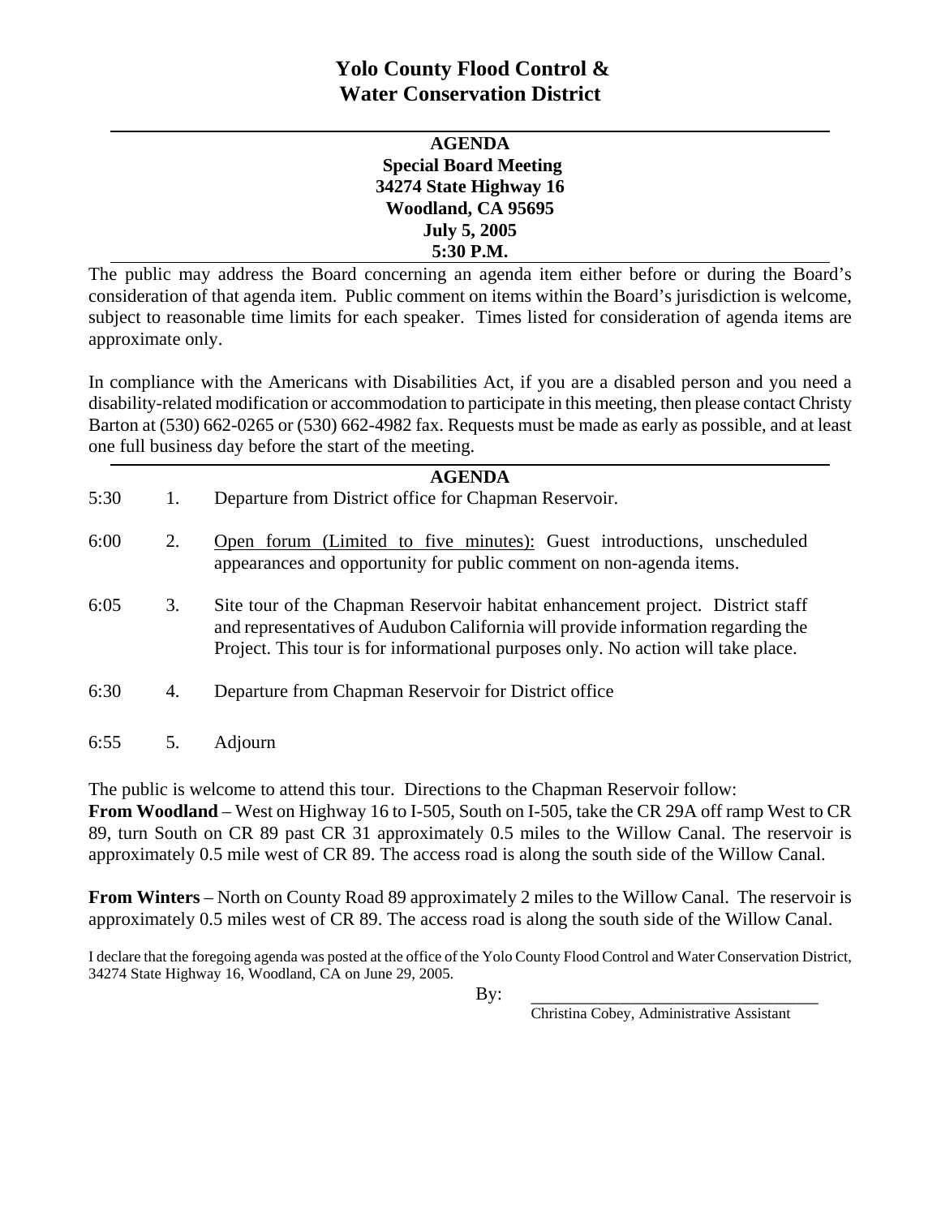# Yolo County Flood Control & Water Conservation District

**AGENDA**
**Special Board Meeting**
**34274 State Highway 16**
**Woodland, CA 95695**
**July 5, 2005**
**5:30 P.M.**

The public may address the Board concerning an agenda item either before or during the Board's consideration of that agenda item. Public comment on items within the Board's jurisdiction is welcome, subject to reasonable time limits for each speaker. Times listed for consideration of agenda items are approximate only.

In compliance with the Americans with Disabilities Act, if you are a disabled person and you need a disability-related modification or accommodation to participate in this meeting, then please contact Christy Barton at (530) 662-0265 or (530) 662-4982 fax. Requests must be made as early as possible, and at least one full business day before the start of the meeting.

## AGENDA

| | | |
|---|---|---|
| 5:30 | 1. | Departure from District office for Chapman Reservoir. |
| 6:00 | 2. | <u>Open forum (Limited to five minutes):</u> Guest introductions, unscheduled appearances and opportunity for public comment on non-agenda items. |
| 6:05 | 3. | Site tour of the Chapman Reservoir habitat enhancement project. District staff and representatives of Audubon California will provide information regarding the Project. This tour is for informational purposes only. No action will take place. |
| 6:30 | 4. | Departure from Chapman Reservoir for District office |
| 6:55 | 5. | Adjourn |

The public is welcome to attend this tour. Directions to the Chapman Reservoir follow:
**From Woodland** – West on Highway 16 to I-505, South on I-505, take the CR 29A off ramp West to CR 89, turn South on CR 89 past CR 31 approximately 0.5 miles to the Willow Canal. The reservoir is approximately 0.5 mile west of CR 89. The access road is along the south side of the Willow Canal.

**From Winters** – North on County Road 89 approximately 2 miles to the Willow Canal. The reservoir is approximately 0.5 miles west of CR 89. The access road is along the south side of the Willow Canal.

I declare that the foregoing agenda was posted at the office of the Yolo County Flood Control and Water Conservation District, 34274 State Highway 16, Woodland, CA on June 29, 2005.

By: ________________________________
Christina Cobey, Administrative Assistant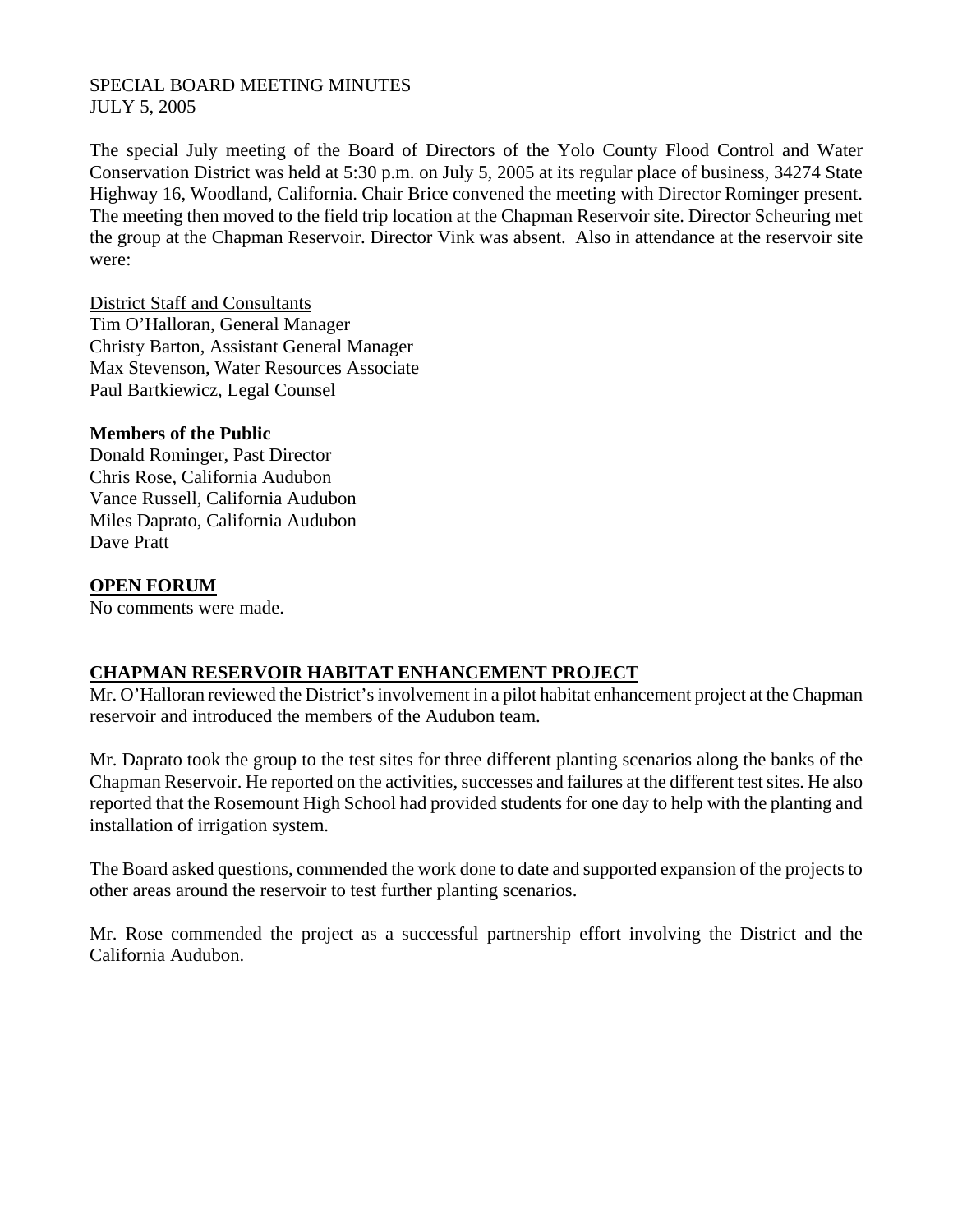SPECIAL BOARD MEETING MINUTES
JULY 5, 2005

The special July meeting of the Board of Directors of the Yolo County Flood Control and Water Conservation District was held at 5:30 p.m. on July 5, 2005 at its regular place of business, 34274 State Highway 16, Woodland, California. Chair Brice convened the meeting with Director Rominger present. The meeting then moved to the field trip location at the Chapman Reservoir site. Director Scheuring met the group at the Chapman Reservoir. Director Vink was absent. Also in attendance at the reservoir site were:

District Staff and Consultants
Tim O'Halloran, General Manager
Christy Barton, Assistant General Manager
Max Stevenson, Water Resources Associate
Paul Bartkiewicz, Legal Counsel

**Members of the Public**
Donald Rominger, Past Director
Chris Rose, California Audubon
Vance Russell, California Audubon
Miles Daprato, California Audubon
Dave Pratt

## OPEN FORUM

No comments were made.

## CHAPMAN RESERVOIR HABITAT ENHANCEMENT PROJECT

Mr. O'Halloran reviewed the District's involvement in a pilot habitat enhancement project at the Chapman reservoir and introduced the members of the Audubon team.

Mr. Daprato took the group to the test sites for three different planting scenarios along the banks of the Chapman Reservoir. He reported on the activities, successes and failures at the different test sites. He also reported that the Rosemount High School had provided students for one day to help with the planting and installation of irrigation system.

The Board asked questions, commended the work done to date and supported expansion of the projects to other areas around the reservoir to test further planting scenarios.

Mr. Rose commended the project as a successful partnership effort involving the District and the California Audubon.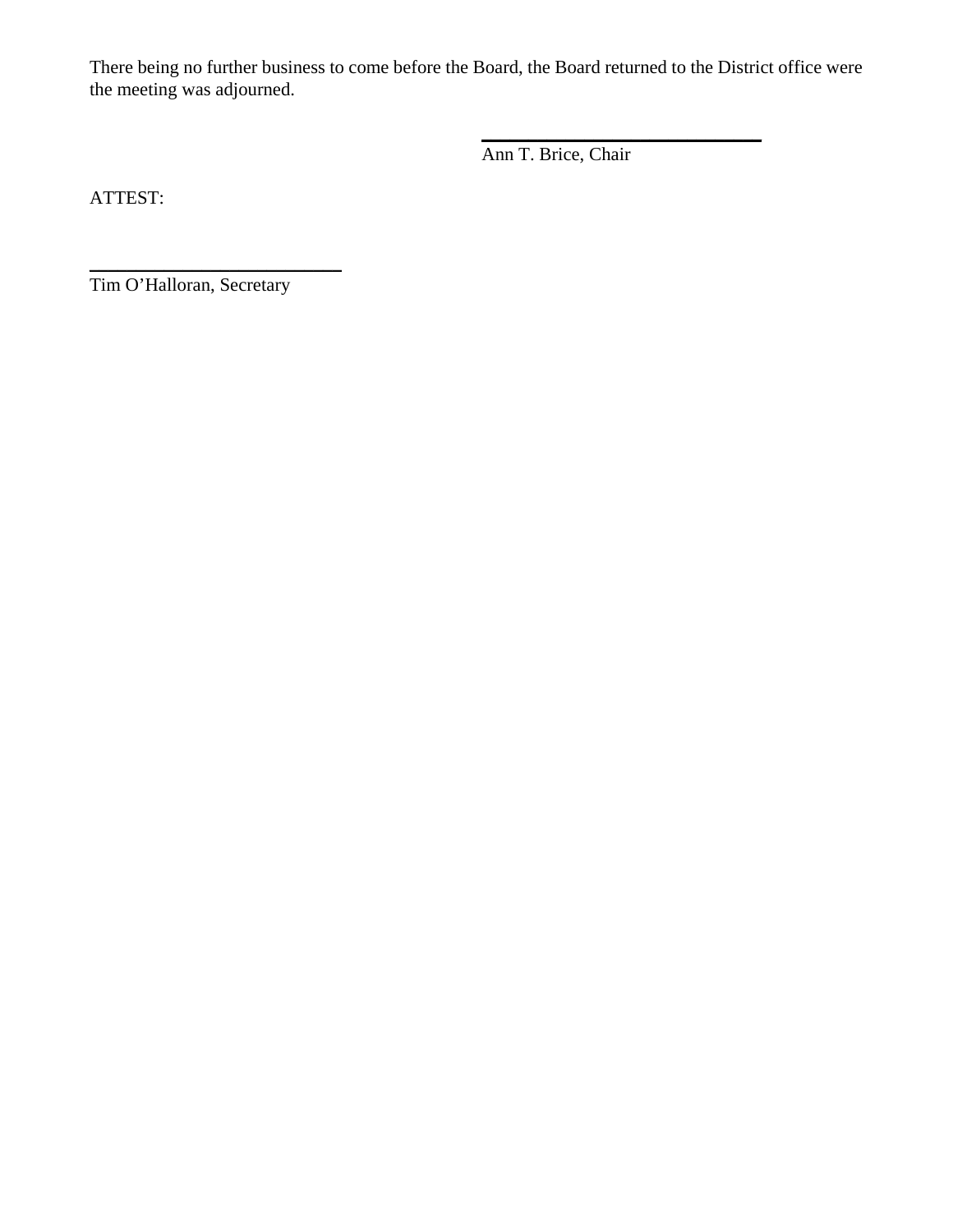There being no further business to come before the Board, the Board returned to the District office were the meeting was adjourned.

\_\_\_\_\_\_\_\_\_\_\_\_\_\_\_\_\_\_\_\_\_\_\_\_\_\_\_\_\_\_
Ann T. Brice, Chair

ATTEST:

\_\_\_\_\_\_\_\_\_\_\_\_\_\_\_\_\_\_\_\_\_\_\_\_\_\_\_\_\_\_
Tim O'Halloran, Secretary